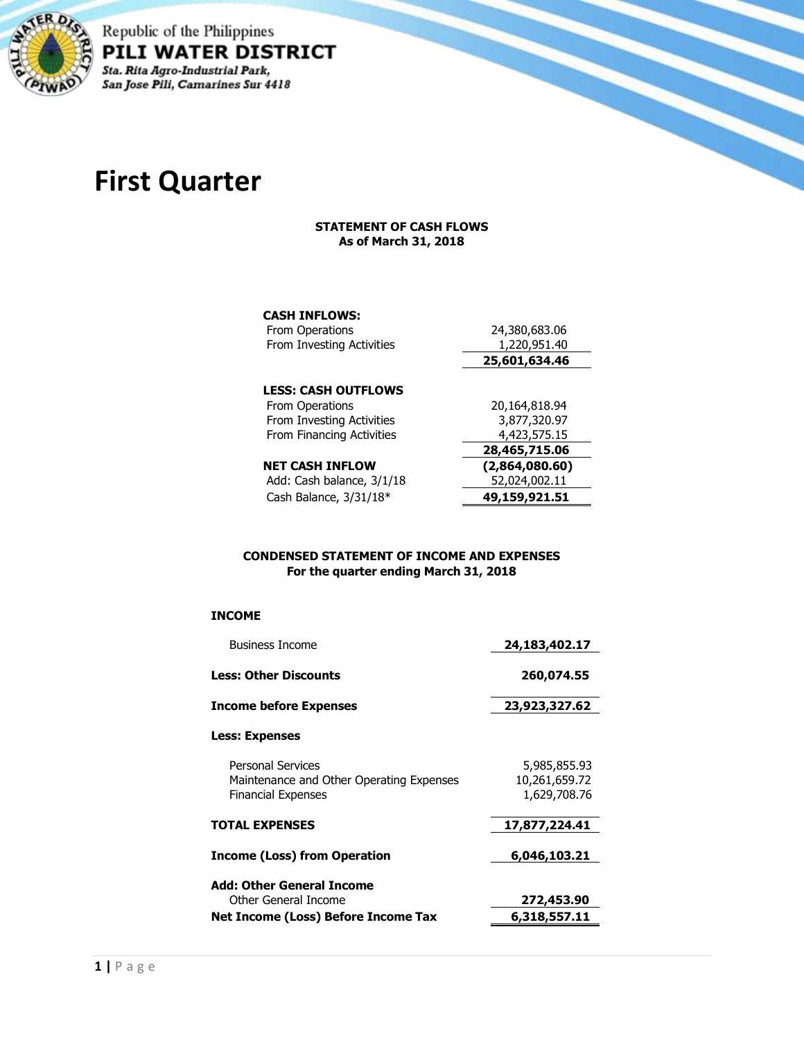Republic of the Philippines

**PILI WATER DISTRICT**

*Sta. Rita Agro-Industrial Park, San Jose Pili, Camarines Sur 4418*

# First Quarter

**STATEMENT OF CASH FLOWS**
**As of March 31, 2018**

| | |
|---|---|
| **CASH INFLOWS:** | |
| From Operations | 24,380,683.06 |
| From Investing Activities | 1,220,951.40 |
| | **25,601,634.46** |
| **LESS: CASH OUTFLOWS** | |
| From Operations | 20,164,818.94 |
| From Investing Activities | 3,877,320.97 |
| From Financing Activities | 4,423,575.15 |
| | **28,465,715.06** |
| **NET CASH INFLOW** | **(2,864,080.60)** |
| Add: Cash balance, 3/1/18 | 52,024,002.11 |
| Cash Balance, 3/31/18* | **49,159,921.51** |

**CONDENSED STATEMENT OF INCOME AND EXPENSES**
**For the quarter ending March 31, 2018**

| | |
|---|---|
| **INCOME** | |
| Business Income | **24,183,402.17** |
| **Less: Other Discounts** | **260,074.55** |
| **Income before Expenses** | **23,923,327.62** |
| **Less: Expenses** | |
| Personal Services | 5,985,855.93 |
| Maintenance and Other Operating Expenses | 10,261,659.72 |
| Financial Expenses | 1,629,708.76 |
| **TOTAL EXPENSES** | **17,877,224.41** |
| **Income (Loss) from Operation** | **6,046,103.21** |
| **Add: Other General Income** | |
| Other General Income | **272,453.90** |
| **Net Income (Loss) Before Income Tax** | **6,318,557.11** |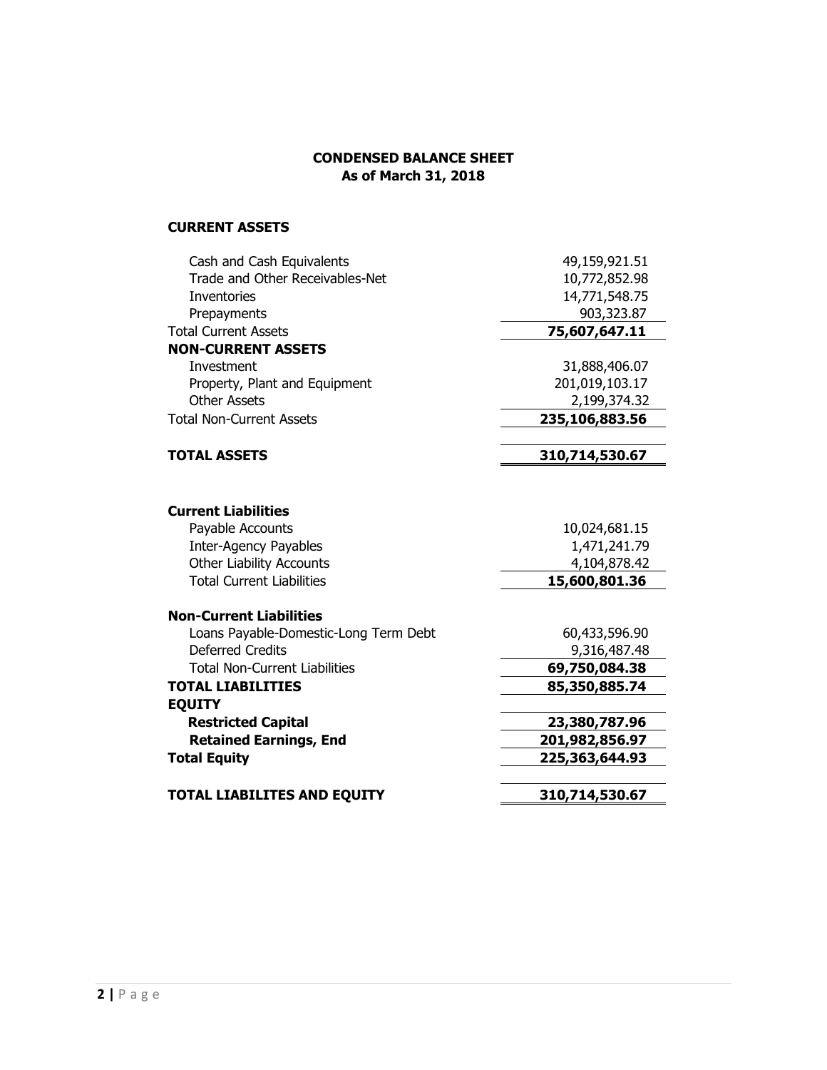**CONDENSED BALANCE SHEET**
**As of March 31, 2018**

| | |
|---|---:|
| **CURRENT ASSETS** | |
| Cash and Cash Equivalents | 49,159,921.51 |
| Trade and Other Receivables-Net | 10,772,852.98 |
| Inventories | 14,771,548.75 |
| Prepayments | 903,323.87 |
| Total Current Assets | **75,607,647.11** |
| **NON-CURRENT ASSETS** | |
| Investment | 31,888,406.07 |
| Property, Plant and Equipment | 201,019,103.17 |
| Other Assets | 2,199,374.32 |
| Total Non-Current Assets | **235,106,883.56** |
| **TOTAL ASSETS** | **310,714,530.67** |
| **Current Liabilities** | |
| Payable Accounts | 10,024,681.15 |
| Inter-Agency Payables | 1,471,241.79 |
| Other Liability Accounts | 4,104,878.42 |
| Total Current Liabilities | **15,600,801.36** |
| **Non-Current Liabilities** | |
| Loans Payable-Domestic-Long Term Debt | 60,433,596.90 |
| Deferred Credits | 9,316,487.48 |
| Total Non-Current Liabilities | **69,750,084.38** |
| **TOTAL LIABILITIES** | **85,350,885.74** |
| **EQUITY** | |
| **Restricted Capital** | **23,380,787.96** |
| **Retained Earnings, End** | **201,982,856.97** |
| **Total Equity** | **225,363,644.93** |
| **TOTAL LIABILITES AND EQUITY** | **310,714,530.67** |